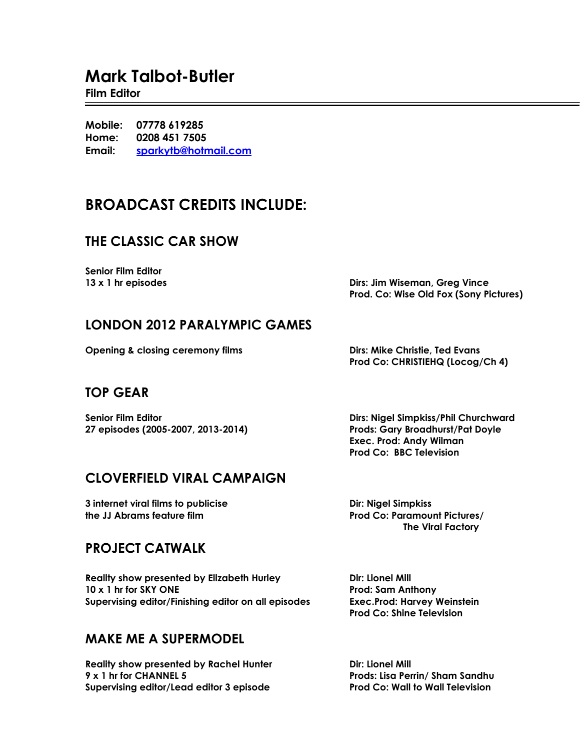# Mark Talbot-Butler

**Film Editor**

---

**Mobile:** **07778 619285**
**Home:** **0208 451 7505**
**Email:** **[sparkytb@hotmail.com](mailto:sparkytb@hotmail.com)**

## BROADCAST CREDITS INCLUDE:

### THE CLASSIC CAR SHOW

**Senior Film Editor**
**13 x 1 hr episodes**

**Dirs: Jim Wiseman, Greg Vince**
**Prod. Co: Wise Old Fox (Sony Pictures)**

### LONDON 2012 PARALYMPIC GAMES

**Opening & closing ceremony films**

**Dirs: Mike Christie, Ted Evans**
**Prod Co: CHRISTIEHQ (Locog/Ch 4)**

### TOP GEAR

**Senior Film Editor**
**27 episodes (2005-2007, 2013-2014)**

**Dirs: Nigel Simpkiss/Phil Churchward**
**Prods: Gary Broadhurst/Pat Doyle**
**Exec. Prod: Andy Wilman**
**Prod Co: BBC Television**

### CLOVERFIELD VIRAL CAMPAIGN

**3 internet viral films to publicise**
**the JJ Abrams feature film**

**Dir: Nigel Simpkiss**
**Prod Co: Paramount Pictures/**
**The Viral Factory**

### PROJECT CATWALK

**Reality show presented by Elizabeth Hurley**
**10 x 1 hr for SKY ONE**
**Supervising editor/Finishing editor on all episodes**

**Dir: Lionel Mill**
**Prod: Sam Anthony**
**Exec.Prod: Harvey Weinstein**
**Prod Co: Shine Television**

### MAKE ME A SUPERMODEL

**Reality show presented by Rachel Hunter**
**9 x 1 hr for CHANNEL 5**
**Supervising editor/Lead editor 3 episode**

**Dir: Lionel Mill**
**Prods: Lisa Perrin/ Sham Sandhu**
**Prod Co: Wall to Wall Television**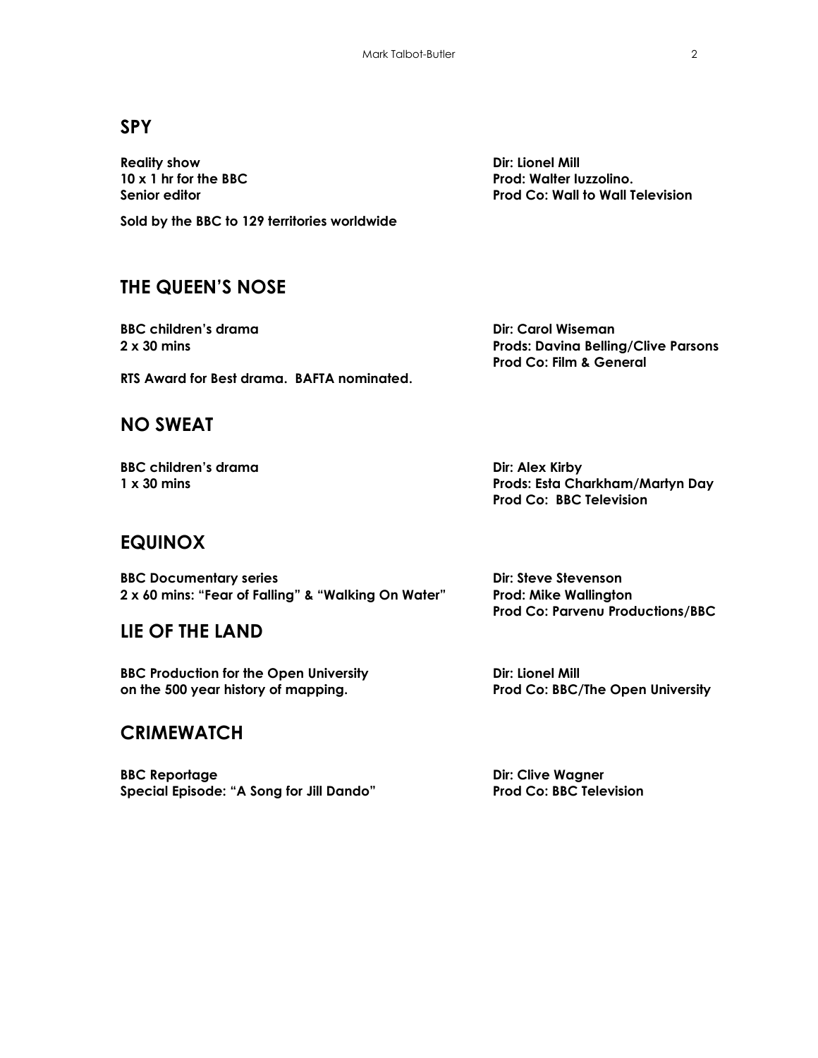## SPY

**Reality show**
**10 x 1 hr for the BBC**
**Senior editor**

**Dir: Lionel Mill**
**Prod: Walter Iuzzolino.**
**Prod Co: Wall to Wall Television**

**Sold by the BBC to 129 territories worldwide**

## THE QUEEN'S NOSE

**BBC children's drama**
**2 x 30 mins**

**Dir: Carol Wiseman**
**Prods: Davina Belling/Clive Parsons**
**Prod Co: Film & General**

**RTS Award for Best drama. BAFTA nominated.**

## NO SWEAT

**BBC children's drama**
**1 x 30 mins**

**Dir: Alex Kirby**
**Prods: Esta Charkham/Martyn Day**
**Prod Co: BBC Television**

## EQUINOX

**BBC Documentary series**
**2 x 60 mins: "Fear of Falling" & "Walking On Water"**

**Dir: Steve Stevenson**
**Prod: Mike Wallington**
**Prod Co: Parvenu Productions/BBC**

## LIE OF THE LAND

**BBC Production for the Open University**
**on the 500 year history of mapping.**

**Dir: Lionel Mill**
**Prod Co: BBC/The Open University**

## CRIMEWATCH

**BBC Reportage**
**Special Episode: "A Song for Jill Dando"**

**Dir: Clive Wagner**
**Prod Co: BBC Television**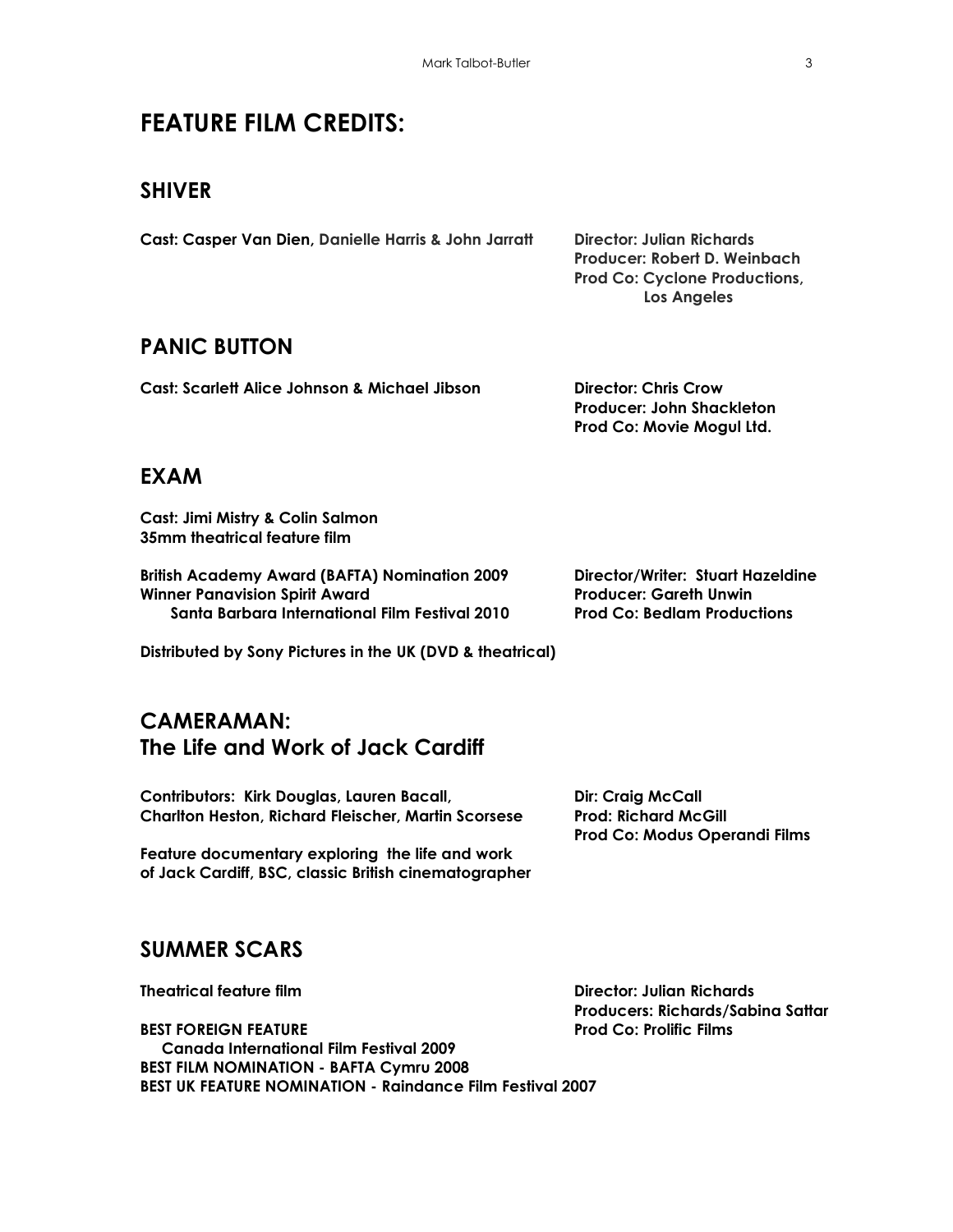# FEATURE FILM CREDITS:

## SHIVER

**Cast: Casper Van Dien, Danielle Harris & John Jarratt**

**Director: Julian Richards**
**Producer: Robert D. Weinbach**
**Prod Co: Cyclone Productions, Los Angeles**

## PANIC BUTTON

**Cast: Scarlett Alice Johnson & Michael Jibson**

**Director: Chris Crow**
**Producer: John Shackleton**
**Prod Co: Movie Mogul Ltd.**

## EXAM

**Cast: Jimi Mistry & Colin Salmon**
**35mm theatrical feature film**

**British Academy Award (BAFTA) Nomination 2009**
**Winner Panavision Spirit Award**
**Santa Barbara International Film Festival 2010**

**Director/Writer: Stuart Hazeldine**
**Producer: Gareth Unwin**
**Prod Co: Bedlam Productions**

**Distributed by Sony Pictures in the UK (DVD & theatrical)**

## CAMERAMAN: The Life and Work of Jack Cardiff

**Contributors: Kirk Douglas, Lauren Bacall, Charlton Heston, Richard Fleischer, Martin Scorsese**

**Feature documentary exploring the life and work of Jack Cardiff, BSC, classic British cinematographer**

**Dir: Craig McCall**
**Prod: Richard McGill**
**Prod Co: Modus Operandi Films**

## SUMMER SCARS

**Theatrical feature film**

**BEST FOREIGN FEATURE**
**Canada International Film Festival 2009**
**BEST FILM NOMINATION - BAFTA Cymru 2008**
**BEST UK FEATURE NOMINATION - Raindance Film Festival 2007**

**Director: Julian Richards**
**Producers: Richards/Sabina Sattar**
**Prod Co: Prolific Films**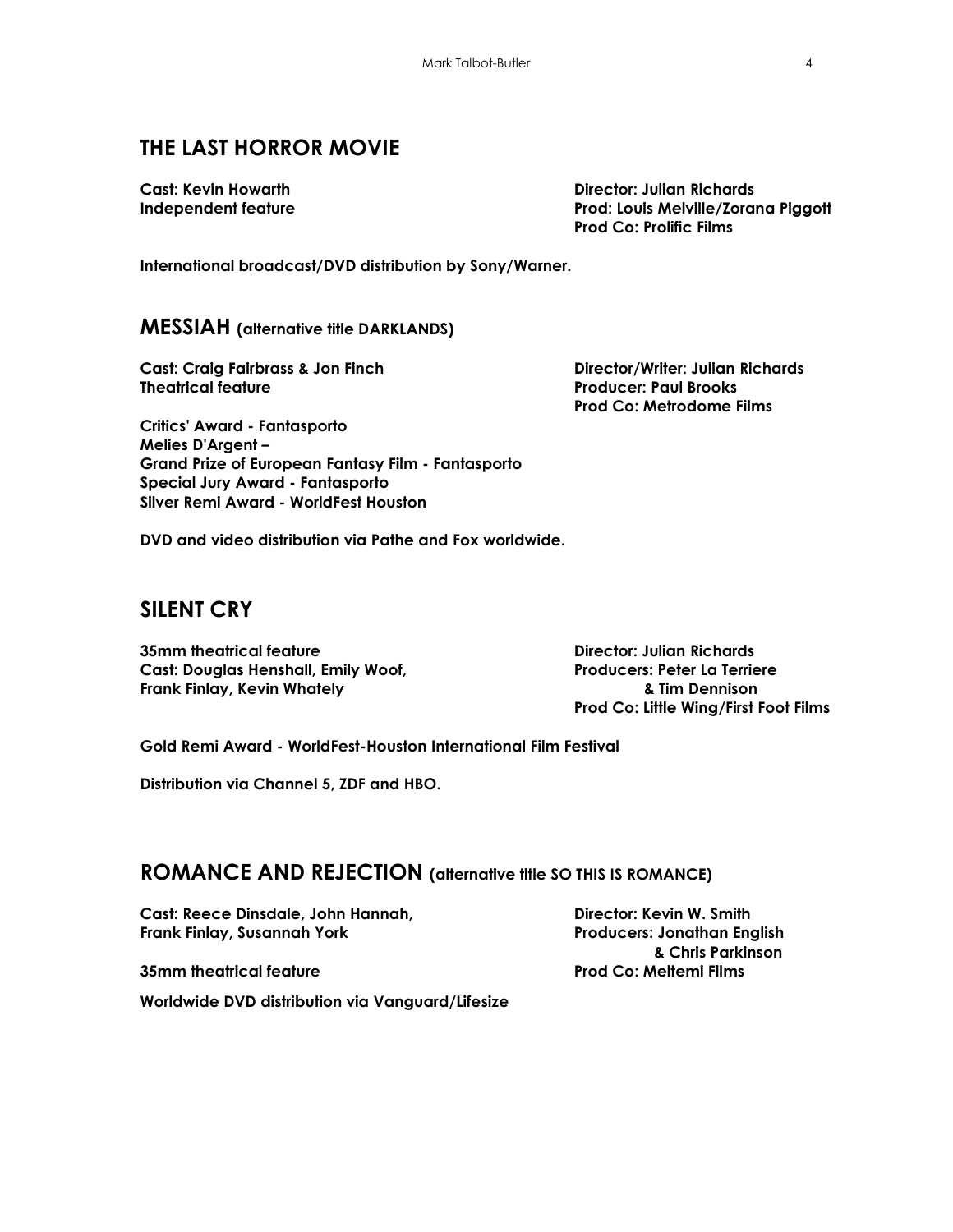## THE LAST HORROR MOVIE

**Cast: Kevin Howarth**
**Independent feature**

**Director: Julian Richards**
**Prod: Louis Melville/Zorana Piggott**
**Prod Co: Prolific Films**

**International broadcast/DVD distribution by Sony/Warner.**

## MESSIAH (alternative title DARKLANDS)

**Cast: Craig Fairbrass & Jon Finch**
**Theatrical feature**

**Director/Writer: Julian Richards**
**Producer: Paul Brooks**
**Prod Co: Metrodome Films**

**Critics' Award - Fantasporto**
**Melies D'Argent –**
**Grand Prize of European Fantasy Film - Fantasporto**
**Special Jury Award - Fantasporto**
**Silver Remi Award - WorldFest Houston**

**DVD and video distribution via Pathe and Fox worldwide.**

## SILENT CRY

**35mm theatrical feature**
**Cast: Douglas Henshall, Emily Woof,**
**Frank Finlay, Kevin Whately**

**Director: Julian Richards**
**Producers: Peter La Terriere**
**& Tim Dennison**
**Prod Co: Little Wing/First Foot Films**

**Gold Remi Award - WorldFest-Houston International Film Festival**

**Distribution via Channel 5, ZDF and HBO.**

## ROMANCE AND REJECTION (alternative title SO THIS IS ROMANCE)

**Cast: Reece Dinsdale, John Hannah,**
**Frank Finlay, Susannah York**

**35mm theatrical feature**

**Director: Kevin W. Smith**
**Producers: Jonathan English**
**& Chris Parkinson**
**Prod Co: Meltemi Films**

**Worldwide DVD distribution via Vanguard/Lifesize**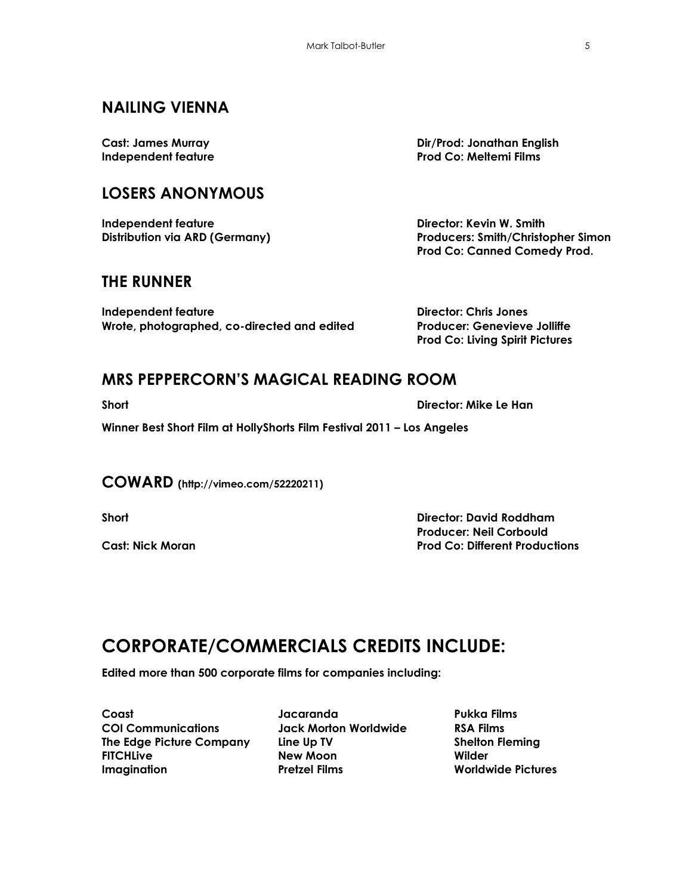## NAILING VIENNA

**Cast: James Murray**
**Independent feature**

**Dir/Prod: Jonathan English**
**Prod Co: Meltemi Films**

## LOSERS ANONYMOUS

**Independent feature**
**Distribution via ARD (Germany)**

**Director: Kevin W. Smith**
**Producers: Smith/Christopher Simon**
**Prod Co: Canned Comedy Prod.**

## THE RUNNER

**Independent feature**
**Wrote, photographed, co-directed and edited**

**Director: Chris Jones**
**Producer: Genevieve Jolliffe**
**Prod Co: Living Spirit Pictures**

## MRS PEPPERCORN'S MAGICAL READING ROOM

**Short**

**Director: Mike Le Han**

**Winner Best Short Film at HollyShorts Film Festival 2011 – Los Angeles**

## COWARD (http://vimeo.com/52220211)

**Short**

**Cast: Nick Moran**

**Director: David Roddham**
**Producer: Neil Corbould**
**Prod Co: Different Productions**

# CORPORATE/COMMERCIALS CREDITS INCLUDE:

**Edited more than 500 corporate films for companies including:**

**Coast**
**COI Communications**
**The Edge Picture Company**
**FITCHLive**
**Imagination**
**Jacaranda**
**Jack Morton Worldwide**
**Line Up TV**
**New Moon**
**Pretzel Films**
**Pukka Films**
**RSA Films**
**Shelton Fleming**
**Wilder**
**Worldwide Pictures**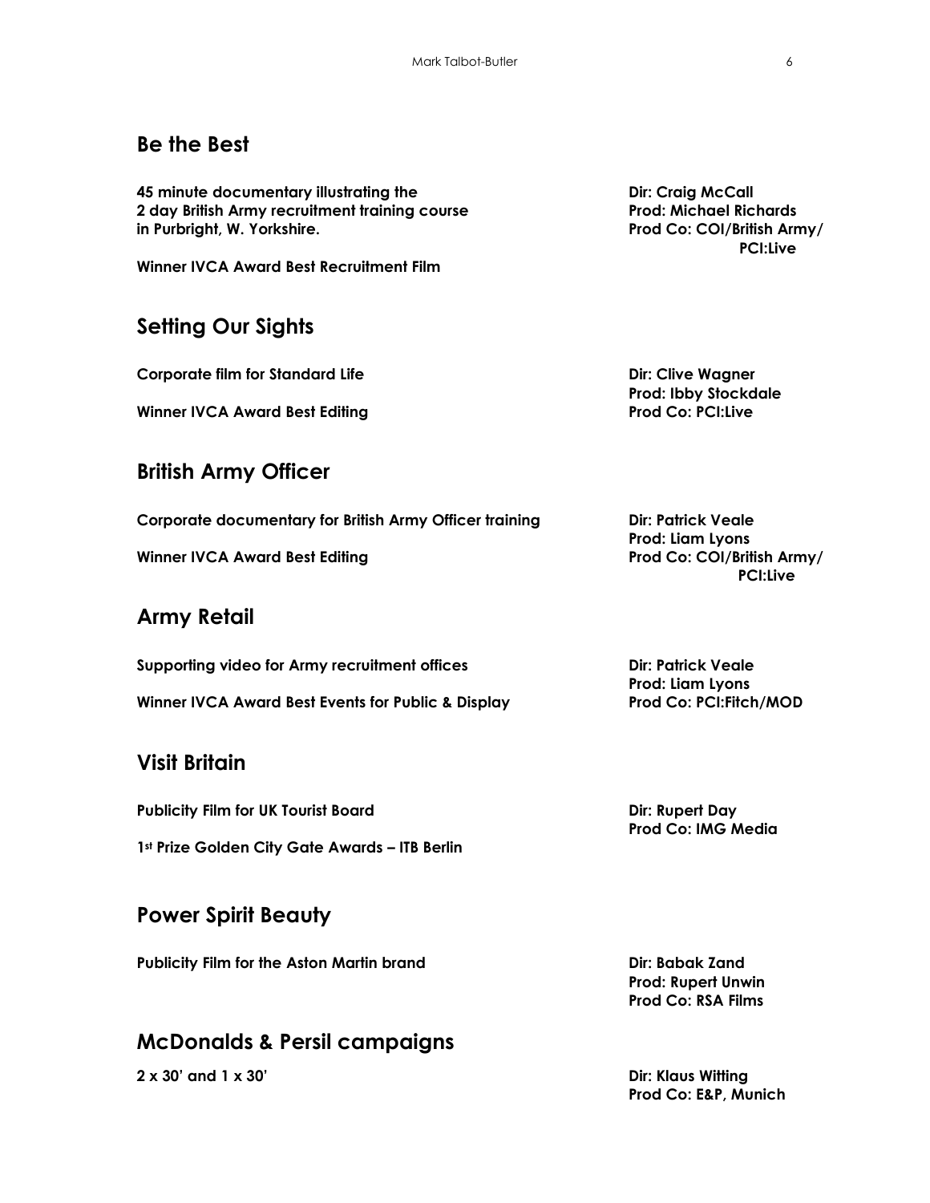## Be the Best

**45 minute documentary illustrating the 2 day British Army recruitment training course in Purbright, W. Yorkshire.**

**Winner IVCA Award Best Recruitment Film**

**Dir: Craig McCall**
**Prod: Michael Richards**
**Prod Co: COI/British Army/ PCI:Live**

## Setting Our Sights

**Corporate film for Standard Life**

**Winner IVCA Award Best Editing**

**Dir: Clive Wagner**
**Prod: Ibby Stockdale**
**Prod Co: PCI:Live**

## British Army Officer

**Corporate documentary for British Army Officer training**

**Winner IVCA Award Best Editing**

**Dir: Patrick Veale**
**Prod: Liam Lyons**
**Prod Co: COI/British Army/ PCI:Live**

## Army Retail

**Supporting video for Army recruitment offices**

**Winner IVCA Award Best Events for Public & Display**

**Dir: Patrick Veale**
**Prod: Liam Lyons**
**Prod Co: PCI:Fitch/MOD**

## Visit Britain

**Publicity Film for UK Tourist Board**

**1st Prize Golden City Gate Awards – ITB Berlin**

**Dir: Rupert Day**
**Prod Co: IMG Media**

## Power Spirit Beauty

**Publicity Film for the Aston Martin brand**

**Dir: Babak Zand**
**Prod: Rupert Unwin**
**Prod Co: RSA Films**

## McDonalds & Persil campaigns

**2 x 30' and 1 x 30'**

**Dir: Klaus Witting**
**Prod Co: E&P, Munich**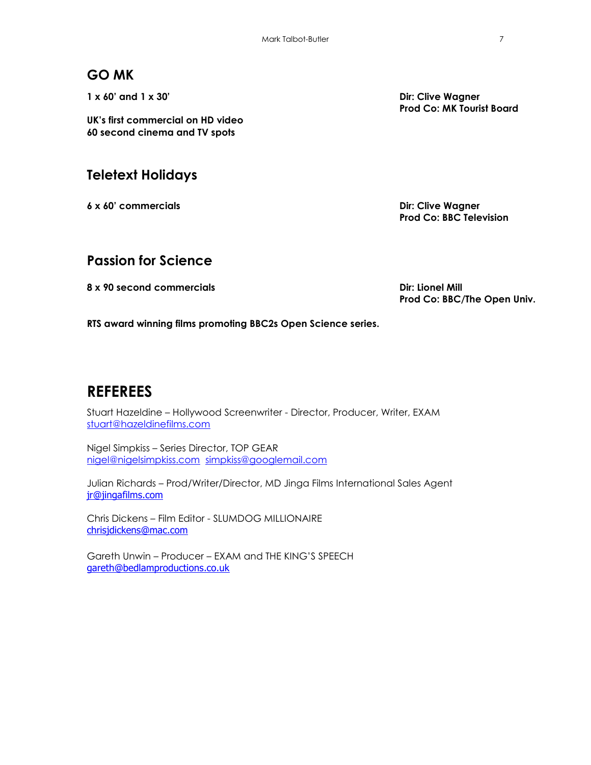## GO MK

**1 x 60' and 1 x 30'**

**Dir: Clive Wagner**
**Prod Co: MK Tourist Board**

**UK's first commercial on HD video**
**60 second cinema and TV spots**

## Teletext Holidays

**6 x 60' commercials**

**Dir: Clive Wagner**
**Prod Co: BBC Television**

## Passion for Science

**8 x 90 second commercials**

**Dir: Lionel Mill**
**Prod Co: BBC/The Open Univ.**

**RTS award winning films promoting BBC2s Open Science series.**

# REFEREES

Stuart Hazeldine – Hollywood Screenwriter - Director, Producer, Writer, EXAM
stuart@hazeldinefilms.com

Nigel Simpkiss – Series Director, TOP GEAR
nigel@nigelsimpkiss.com simpkiss@googlemail.com

Julian Richards – Prod/Writer/Director, MD Jinga Films International Sales Agent
jr@jingafilms.com

Chris Dickens – Film Editor - SLUMDOG MILLIONAIRE
chrisjdickens@mac.com

Gareth Unwin – Producer – EXAM and THE KING'S SPEECH
gareth@bedlamproductions.co.uk